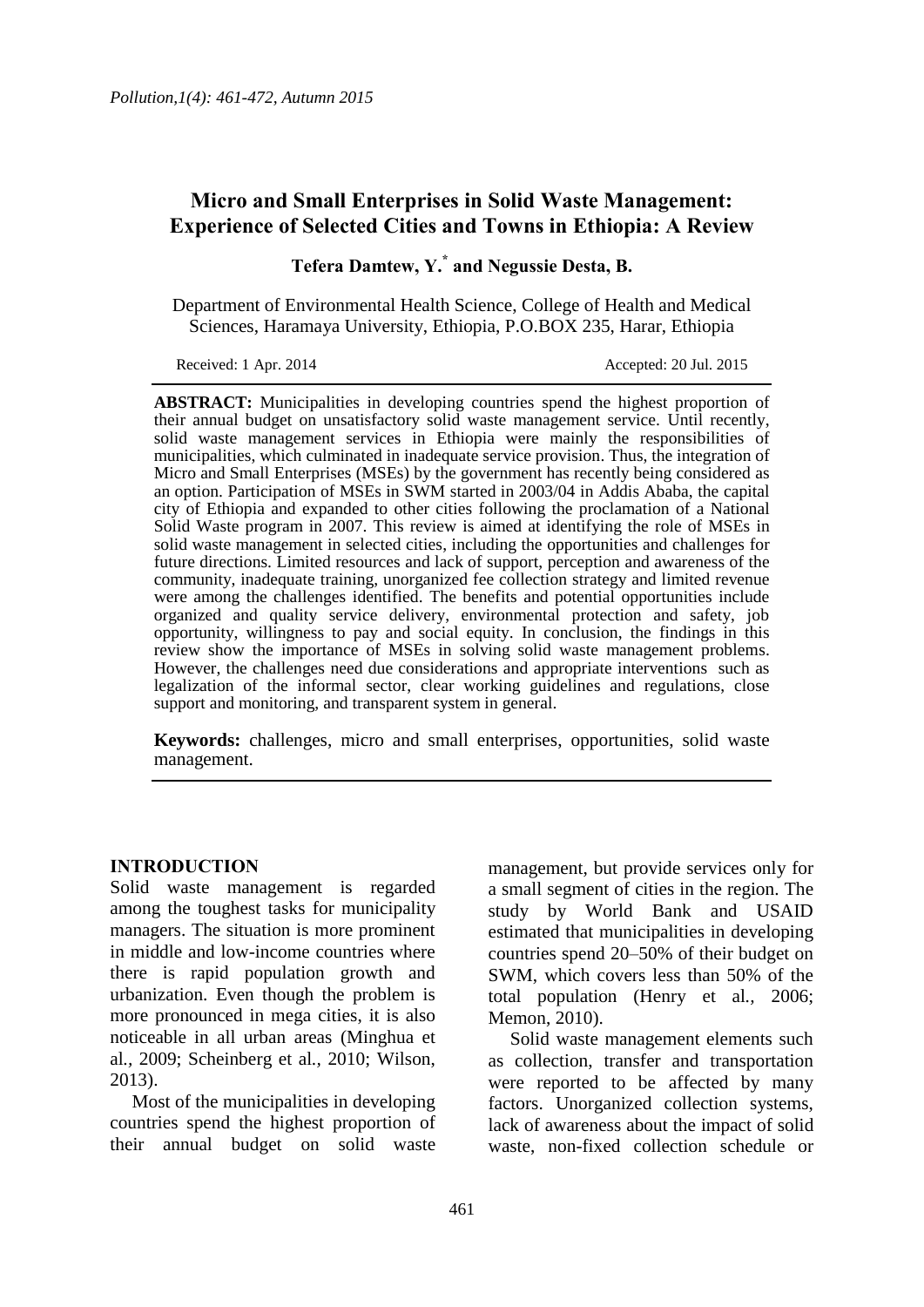# Micro and Small Enterprises in Solid Waste Management: Experience of Selected Cities and Towns in Ethiopia: A Review

**Tefera Damtew, Y.[*] and Negussie Desta, B.**

Department of Environmental Health Science, College of Health and Medical Sciences, Haramaya University, Ethiopia, P.O.BOX 235, Harar, Ethiopia

Received: 1 Apr. 2014 Accepted: 20 Jul. 2015

**ABSTRACT:** Municipalities in developing countries spend the highest proportion of their annual budget on unsatisfactory solid waste management service. Until recently, solid waste management services in Ethiopia were mainly the responsibilities of municipalities, which culminated in inadequate service provision. Thus, the integration of Micro and Small Enterprises (MSEs) by the government has recently being considered as an option. Participation of MSEs in SWM started in 2003/04 in Addis Ababa, the capital city of Ethiopia and expanded to other cities following the proclamation of a National Solid Waste program in 2007. This review is aimed at identifying the role of MSEs in solid waste management in selected cities, including the opportunities and challenges for future directions. Limited resources and lack of support, perception and awareness of the community, inadequate training, unorganized fee collection strategy and limited revenue were among the challenges identified. The benefits and potential opportunities include organized and quality service delivery, environmental protection and safety, job opportunity, willingness to pay and social equity. In conclusion, the findings in this review show the importance of MSEs in solving solid waste management problems. However, the challenges need due considerations and appropriate interventions such as legalization of the informal sector, clear working guidelines and regulations, close support and monitoring, and transparent system in general.

**Keywords:** challenges, micro and small enterprises, opportunities, solid waste management.

## INTRODUCTION

Solid waste management is regarded among the toughest tasks for municipality managers. The situation is more prominent in middle and low-income countries where there is rapid population growth and urbanization. Even though the problem is more pronounced in mega cities, it is also noticeable in all urban areas (Minghua et al., 2009; Scheinberg et al., 2010; Wilson, 2013).

Most of the municipalities in developing countries spend the highest proportion of their annual budget on solid waste management, but provide services only for a small segment of cities in the region. The study by World Bank and USAID estimated that municipalities in developing countries spend 20–50% of their budget on SWM, which covers less than 50% of the total population (Henry et al., 2006; Memon, 2010).

Solid waste management elements such as collection, transfer and transportation were reported to be affected by many factors. Unorganized collection systems, lack of awareness about the impact of solid waste, non-fixed collection schedule or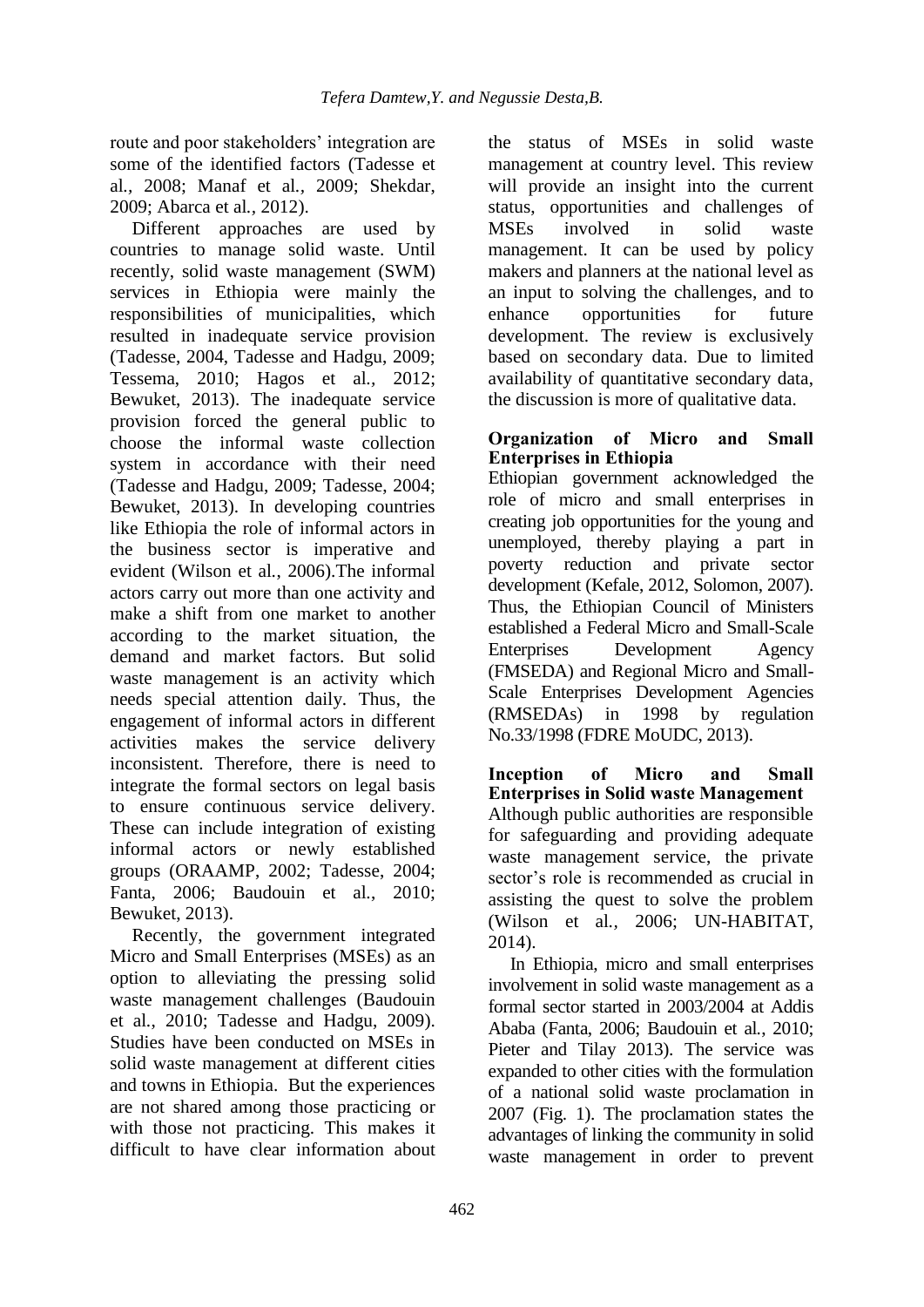route and poor stakeholders' integration are some of the identified factors (Tadesse et al., 2008; Manaf et al., 2009; Shekdar, 2009; Abarca et al., 2012).

Different approaches are used by countries to manage solid waste. Until recently, solid waste management (SWM) services in Ethiopia were mainly the responsibilities of municipalities, which resulted in inadequate service provision (Tadesse, 2004, Tadesse and Hadgu, 2009; Tessema, 2010; Hagos et al., 2012; Bewuket, 2013). The inadequate service provision forced the general public to choose the informal waste collection system in accordance with their need (Tadesse and Hadgu, 2009; Tadesse, 2004; Bewuket, 2013). In developing countries like Ethiopia the role of informal actors in the business sector is imperative and evident (Wilson et al., 2006).The informal actors carry out more than one activity and make a shift from one market to another according to the market situation, the demand and market factors. But solid waste management is an activity which needs special attention daily. Thus, the engagement of informal actors in different activities makes the service delivery inconsistent. Therefore, there is need to integrate the formal sectors on legal basis to ensure continuous service delivery. These can include integration of existing informal actors or newly established groups (ORAAMP, 2002; Tadesse, 2004; Fanta, 2006; Baudouin et al., 2010; Bewuket, 2013).

Recently, the government integrated Micro and Small Enterprises (MSEs) as an option to alleviating the pressing solid waste management challenges (Baudouin et al., 2010; Tadesse and Hadgu, 2009). Studies have been conducted on MSEs in solid waste management at different cities and towns in Ethiopia. But the experiences are not shared among those practicing or with those not practicing. This makes it difficult to have clear information about the status of MSEs in solid waste management at country level. This review will provide an insight into the current status, opportunities and challenges of MSEs involved in solid waste management. It can be used by policy makers and planners at the national level as an input to solving the challenges, and to enhance opportunities for future development. The review is exclusively based on secondary data. Due to limited availability of quantitative secondary data, the discussion is more of qualitative data.

## Organization of Micro and Small Enterprises in Ethiopia

Ethiopian government acknowledged the role of micro and small enterprises in creating job opportunities for the young and unemployed, thereby playing a part in poverty reduction and private sector development (Kefale, 2012, Solomon, 2007). Thus, the Ethiopian Council of Ministers established a Federal Micro and Small-Scale Enterprises Development Agency (FMSEDA) and Regional Micro and Small-Scale Enterprises Development Agencies (RMSEDAs) in 1998 by regulation No.33/1998 (FDRE MoUDC, 2013).

## Inception of Micro and Small Enterprises in Solid waste Management

Although public authorities are responsible for safeguarding and providing adequate waste management service, the private sector's role is recommended as crucial in assisting the quest to solve the problem (Wilson et al., 2006; UN-HABITAT, 2014).

In Ethiopia, micro and small enterprises involvement in solid waste management as a formal sector started in 2003/2004 at Addis Ababa (Fanta, 2006; Baudouin et al., 2010; Pieter and Tilay 2013). The service was expanded to other cities with the formulation of a national solid waste proclamation in 2007 (Fig. 1). The proclamation states the advantages of linking the community in solid waste management in order to prevent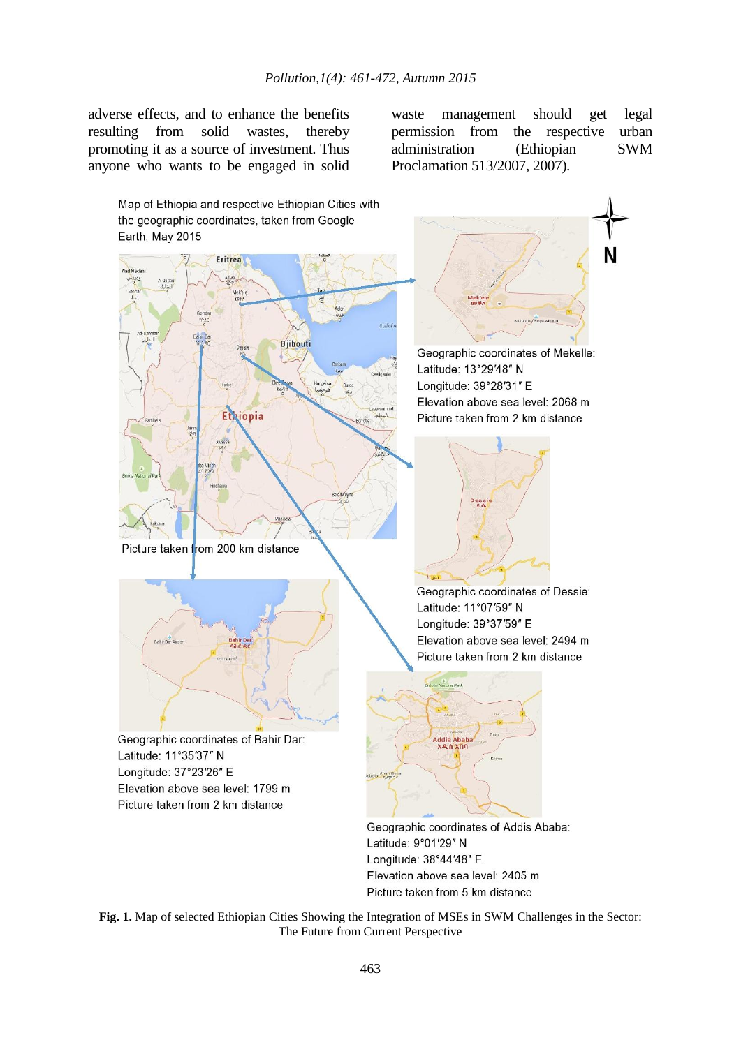adverse effects, and to enhance the benefits resulting from solid wastes, thereby promoting it as a source of investment. Thus anyone who wants to be engaged in solid waste management should get legal permission from the respective urban administration (Ethiopian SWM Proclamation 513/2007, 2007).

Map of Ethiopia and respective Ethiopian Cities with the geographic coordinates, taken from Google Earth, May 2015

Picture taken from 200 km distance

Geographic coordinates of Mekelle:
Latitude: 13°29′48″ N
Longitude: 39°28′31″ E
Elevation above sea level: 2068 m
Picture taken from 2 km distance

Geographic coordinates of Dessie:
Latitude: 11°07′59″ N
Longitude: 39°37′59″ E
Elevation above sea level: 2494 m
Picture taken from 2 km distance

Geographic coordinates of Bahir Dar:
Latitude: 11°35′37″ N
Longitude: 37°23′26″ E
Elevation above sea level: 1799 m
Picture taken from 2 km distance

Geographic coordinates of Addis Ababa:
Latitude: 9°01′29″ N
Longitude: 38°44′48″ E
Elevation above sea level: 2405 m
Picture taken from 5 km distance

**Fig. 1.** Map of selected Ethiopian Cities Showing the Integration of MSEs in SWM Challenges in the Sector: The Future from Current Perspective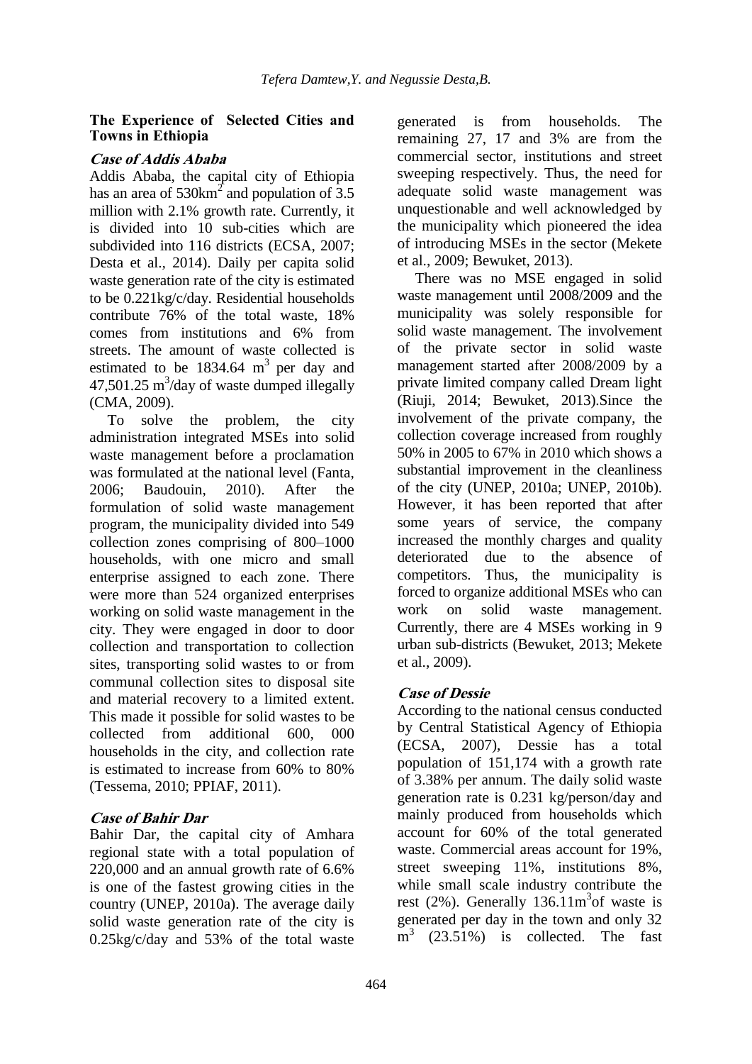### The Experience of Selected Cities and Towns in Ethiopia

***Case of Addis Ababa***

Addis Ababa, the capital city of Ethiopia has an area of 530km$^2$ and population of 3.5 million with 2.1% growth rate. Currently, it is divided into 10 sub-cities which are subdivided into 116 districts (ECSA, 2007; Desta et al., 2014). Daily per capita solid waste generation rate of the city is estimated to be 0.221kg/c/day. Residential households contribute 76% of the total waste, 18% comes from institutions and 6% from streets. The amount of waste collected is estimated to be 1834.64 m$^3$ per day and 47,501.25 m$^3$/day of waste dumped illegally (CMA, 2009).

To solve the problem, the city administration integrated MSEs into solid waste management before a proclamation was formulated at the national level (Fanta, 2006; Baudouin, 2010). After the formulation of solid waste management program, the municipality divided into 549 collection zones comprising of 800–1000 households, with one micro and small enterprise assigned to each zone. There were more than 524 organized enterprises working on solid waste management in the city. They were engaged in door to door collection and transportation to collection sites, transporting solid wastes to or from communal collection sites to disposal site and material recovery to a limited extent. This made it possible for solid wastes to be collected from additional 600, 000 households in the city, and collection rate is estimated to increase from 60% to 80% (Tessema, 2010; PPIAF, 2011).

***Case of Bahir Dar***

Bahir Dar, the capital city of Amhara regional state with a total population of 220,000 and an annual growth rate of 6.6% is one of the fastest growing cities in the country (UNEP, 2010a). The average daily solid waste generation rate of the city is 0.25kg/c/day and 53% of the total waste generated is from households. The remaining 27, 17 and 3% are from the commercial sector, institutions and street sweeping respectively. Thus, the need for adequate solid waste management was unquestionable and well acknowledged by the municipality which pioneered the idea of introducing MSEs in the sector (Mekete et al., 2009; Bewuket, 2013).

There was no MSE engaged in solid waste management until 2008/2009 and the municipality was solely responsible for solid waste management. The involvement of the private sector in solid waste management started after 2008/2009 by a private limited company called Dream light (Riuji, 2014; Bewuket, 2013).Since the involvement of the private company, the collection coverage increased from roughly 50% in 2005 to 67% in 2010 which shows a substantial improvement in the cleanliness of the city (UNEP, 2010a; UNEP, 2010b). However, it has been reported that after some years of service, the company increased the monthly charges and quality deteriorated due to the absence of competitors. Thus, the municipality is forced to organize additional MSEs who can work on solid waste management. Currently, there are 4 MSEs working in 9 urban sub-districts (Bewuket, 2013; Mekete et al., 2009).

***Case of Dessie***

According to the national census conducted by Central Statistical Agency of Ethiopia (ECSA, 2007), Dessie has a total population of 151,174 with a growth rate of 3.38% per annum. The daily solid waste generation rate is 0.231 kg/person/day and mainly produced from households which account for 60% of the total generated waste. Commercial areas account for 19%, street sweeping 11%, institutions 8%, while small scale industry contribute the rest (2%). Generally 136.11m$^3$of waste is generated per day in the town and only 32 m$^3$ (23.51%) is collected. The fast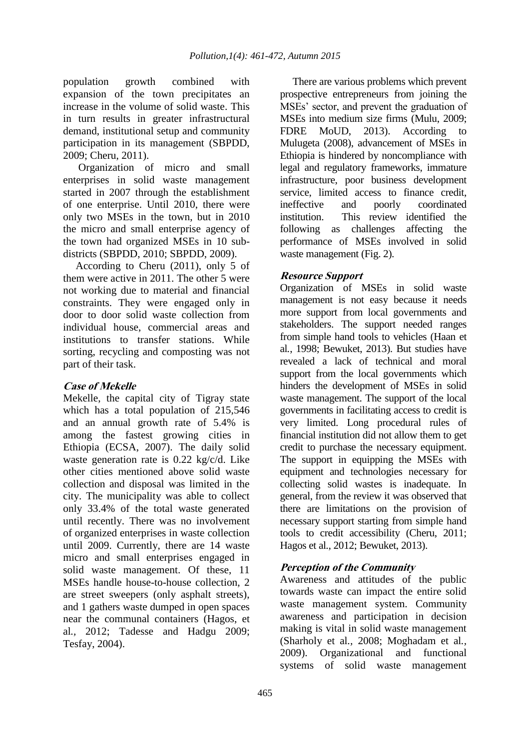population growth combined with expansion of the town precipitates an increase in the volume of solid waste. This in turn results in greater infrastructural demand, institutional setup and community participation in its management (SBPDD, 2009; Cheru, 2011).

Organization of micro and small enterprises in solid waste management started in 2007 through the establishment of one enterprise. Until 2010, there were only two MSEs in the town, but in 2010 the micro and small enterprise agency of the town had organized MSEs in 10 sub-districts (SBPDD, 2010; SBPDD, 2009).

According to Cheru (2011), only 5 of them were active in 2011. The other 5 were not working due to material and financial constraints. They were engaged only in door to door solid waste collection from individual house, commercial areas and institutions to transfer stations. While sorting, recycling and composting was not part of their task.

### *Case of Mekelle*

Mekelle, the capital city of Tigray state which has a total population of 215,546 and an annual growth rate of 5.4% is among the fastest growing cities in Ethiopia (ECSA, 2007). The daily solid waste generation rate is 0.22 kg/c/d. Like other cities mentioned above solid waste collection and disposal was limited in the city. The municipality was able to collect only 33.4% of the total waste generated until recently. There was no involvement of organized enterprises in waste collection until 2009. Currently, there are 14 waste micro and small enterprises engaged in solid waste management. Of these, 11 MSEs handle house-to-house collection, 2 are street sweepers (only asphalt streets), and 1 gathers waste dumped in open spaces near the communal containers (Hagos, et al., 2012; Tadesse and Hadgu 2009; Tesfay, 2004).

There are various problems which prevent prospective entrepreneurs from joining the MSEs' sector, and prevent the graduation of MSEs into medium size firms (Mulu, 2009; FDRE MoUD, 2013). According to Mulugeta (2008), advancement of MSEs in Ethiopia is hindered by noncompliance with legal and regulatory frameworks, immature infrastructure, poor business development service, limited access to finance credit, ineffective and poorly coordinated institution. This review identified the following as challenges affecting the performance of MSEs involved in solid waste management (Fig. 2).

### *Resource Support*

Organization of MSEs in solid waste management is not easy because it needs more support from local governments and stakeholders. The support needed ranges from simple hand tools to vehicles (Haan et al., 1998; Bewuket, 2013). But studies have revealed a lack of technical and moral support from the local governments which hinders the development of MSEs in solid waste management. The support of the local governments in facilitating access to credit is very limited. Long procedural rules of financial institution did not allow them to get credit to purchase the necessary equipment. The support in equipping the MSEs with equipment and technologies necessary for collecting solid wastes is inadequate. In general, from the review it was observed that there are limitations on the provision of necessary support starting from simple hand tools to credit accessibility (Cheru, 2011; Hagos et al., 2012; Bewuket, 2013).

### *Perception of the Community*

Awareness and attitudes of the public towards waste can impact the entire solid waste management system. Community awareness and participation in decision making is vital in solid waste management (Sharholy et al., 2008; Moghadam et al., 2009). Organizational and functional systems of solid waste management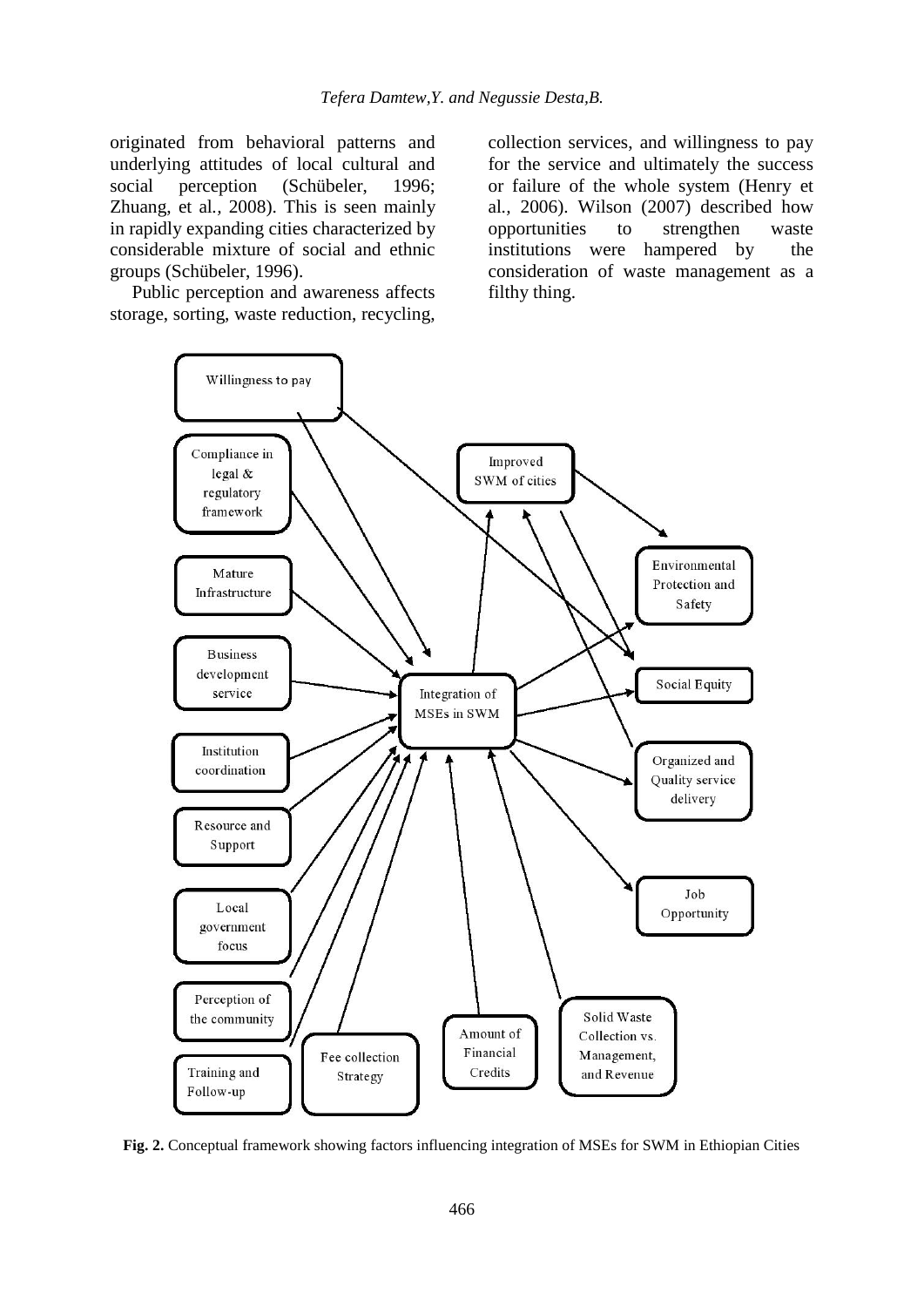originated from behavioral patterns and underlying attitudes of local cultural and social perception (Schübeler, 1996; Zhuang, et al., 2008). This is seen mainly in rapidly expanding cities characterized by considerable mixture of social and ethnic groups (Schübeler, 1996).

Public perception and awareness affects storage, sorting, waste reduction, recycling, collection services, and willingness to pay for the service and ultimately the success or failure of the whole system (Henry et al., 2006). Wilson (2007) described how opportunities to strengthen waste institutions were hampered by the consideration of waste management as a filthy thing.

**Fig. 2.** Conceptual framework showing factors influencing integration of MSEs for SWM in Ethiopian Cities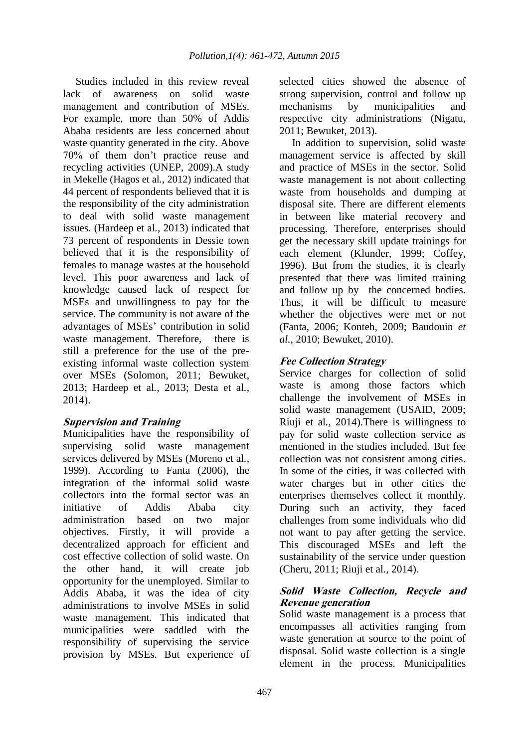Studies included in this review reveal lack of awareness on solid waste management and contribution of MSEs. For example, more than 50% of Addis Ababa residents are less concerned about waste quantity generated in the city. Above 70% of them don't practice reuse and recycling activities (UNEP, 2009).A study in Mekelle (Hagos et al., 2012) indicated that 44 percent of respondents believed that it is the responsibility of the city administration to deal with solid waste management issues. (Hardeep et al., 2013) indicated that 73 percent of respondents in Dessie town believed that it is the responsibility of females to manage wastes at the household level. This poor awareness and lack of knowledge caused lack of respect for MSEs and unwillingness to pay for the service. The community is not aware of the advantages of MSEs' contribution in solid waste management. Therefore, there is still a preference for the use of the pre-existing informal waste collection system over MSEs (Solomon, 2011; Bewuket, 2013; Hardeep et al., 2013; Desta et al., 2014).

### Supervision and Training

Municipalities have the responsibility of supervising solid waste management services delivered by MSEs (Moreno et al., 1999). According to Fanta (2006), the integration of the informal solid waste collectors into the formal sector was an initiative of Addis Ababa city administration based on two major objectives. Firstly, it will provide a decentralized approach for efficient and cost effective collection of solid waste. On the other hand, it will create job opportunity for the unemployed. Similar to Addis Ababa, it was the idea of city administrations to involve MSEs in solid waste management. This indicated that municipalities were saddled with the responsibility of supervising the service provision by MSEs. But experience of selected cities showed the absence of strong supervision, control and follow up mechanisms by municipalities and respective city administrations (Nigatu, 2011; Bewuket, 2013).

In addition to supervision, solid waste management service is affected by skill and practice of MSEs in the sector. Solid waste management is not about collecting waste from households and dumping at disposal site. There are different elements in between like material recovery and processing. Therefore, enterprises should get the necessary skill update trainings for each element (Klunder, 1999; Coffey, 1996). But from the studies, it is clearly presented that there was limited training and follow up by the concerned bodies. Thus, it will be difficult to measure whether the objectives were met or not (Fanta, 2006; Konteh, 2009; Baudouin *et al.*, 2010; Bewuket, 2010).

### Fee Collection Strategy

Service charges for collection of solid waste is among those factors which challenge the involvement of MSEs in solid waste management (USAID, 2009; Riuji et al., 2014).There is willingness to pay for solid waste collection service as mentioned in the studies included. But fee collection was not consistent among cities. In some of the cities, it was collected with water charges but in other cities the enterprises themselves collect it monthly. During such an activity, they faced challenges from some individuals who did not want to pay after getting the service. This discouraged MSEs and left the sustainability of the service under question (Cheru, 2011; Riuji et al., 2014).

### Solid Waste Collection, Recycle and Revenue generation

Solid waste management is a process that encompasses all activities ranging from waste generation at source to the point of disposal. Solid waste collection is a single element in the process. Municipalities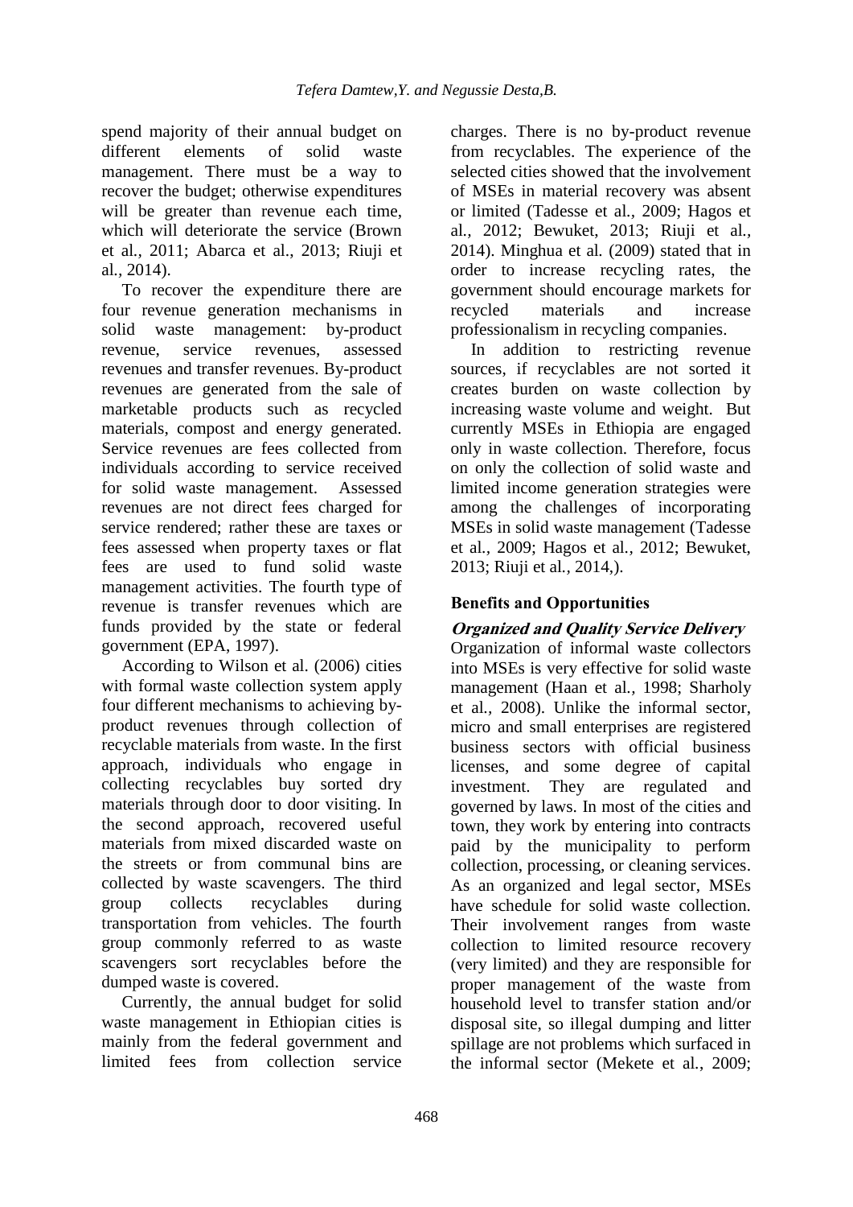spend majority of their annual budget on different elements of solid waste management. There must be a way to recover the budget; otherwise expenditures will be greater than revenue each time, which will deteriorate the service (Brown et al., 2011; Abarca et al., 2013; Riuji et al., 2014).

To recover the expenditure there are four revenue generation mechanisms in solid waste management: by-product revenue, service revenues, assessed revenues and transfer revenues. By-product revenues are generated from the sale of marketable products such as recycled materials, compost and energy generated. Service revenues are fees collected from individuals according to service received for solid waste management. Assessed revenues are not direct fees charged for service rendered; rather these are taxes or fees assessed when property taxes or flat fees are used to fund solid waste management activities. The fourth type of revenue is transfer revenues which are funds provided by the state or federal government (EPA, 1997).

According to Wilson et al. (2006) cities with formal waste collection system apply four different mechanisms to achieving by-product revenues through collection of recyclable materials from waste. In the first approach, individuals who engage in collecting recyclables buy sorted dry materials through door to door visiting. In the second approach, recovered useful materials from mixed discarded waste on the streets or from communal bins are collected by waste scavengers. The third group collects recyclables during transportation from vehicles. The fourth group commonly referred to as waste scavengers sort recyclables before the dumped waste is covered.

Currently, the annual budget for solid waste management in Ethiopian cities is mainly from the federal government and limited fees from collection service charges. There is no by-product revenue from recyclables. The experience of the selected cities showed that the involvement of MSEs in material recovery was absent or limited (Tadesse et al., 2009; Hagos et al., 2012; Bewuket, 2013; Riuji et al., 2014). Minghua et al. (2009) stated that in order to increase recycling rates, the government should encourage markets for recycled materials and increase professionalism in recycling companies.

In addition to restricting revenue sources, if recyclables are not sorted it creates burden on waste collection by increasing waste volume and weight. But currently MSEs in Ethiopia are engaged only in waste collection. Therefore, focus on only the collection of solid waste and limited income generation strategies were among the challenges of incorporating MSEs in solid waste management (Tadesse et al., 2009; Hagos et al., 2012; Bewuket, 2013; Riuji et al., 2014,).

## Benefits and Opportunities

### *Organized and Quality Service Delivery*

Organization of informal waste collectors into MSEs is very effective for solid waste management (Haan et al., 1998; Sharholy et al., 2008). Unlike the informal sector, micro and small enterprises are registered business sectors with official business licenses, and some degree of capital investment. They are regulated and governed by laws. In most of the cities and town, they work by entering into contracts paid by the municipality to perform collection, processing, or cleaning services. As an organized and legal sector, MSEs have schedule for solid waste collection. Their involvement ranges from waste collection to limited resource recovery (very limited) and they are responsible for proper management of the waste from household level to transfer station and/or disposal site, so illegal dumping and litter spillage are not problems which surfaced in the informal sector (Mekete et al., 2009;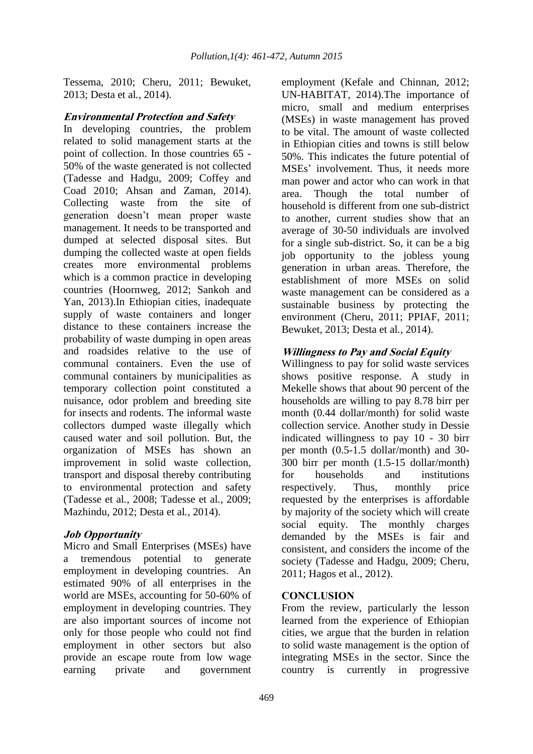Tessema, 2010; Cheru, 2011; Bewuket, 2013; Desta et al*.*, 2014).

***Environmental Protection and Safety***

In developing countries, the problem related to solid management starts at the point of collection. In those countries 65 - 50% of the waste generated is not collected (Tadesse and Hadgu, 2009; Coffey and Coad 2010; Ahsan and Zaman, 2014). Collecting waste from the site of generation doesn't mean proper waste management. It needs to be transported and dumped at selected disposal sites. But dumping the collected waste at open fields creates more environmental problems which is a common practice in developing countries (Hoornweg, 2012; Sankoh and Yan, 2013).In Ethiopian cities, inadequate supply of waste containers and longer distance to these containers increase the probability of waste dumping in open areas and roadsides relative to the use of communal containers. Even the use of communal containers by municipalities as temporary collection point constituted a nuisance, odor problem and breeding site for insects and rodents. The informal waste collectors dumped waste illegally which caused water and soil pollution. But, the organization of MSEs has shown an improvement in solid waste collection, transport and disposal thereby contributing to environmental protection and safety (Tadesse et al*.*, 2008; Tadesse et al*.*, 2009; Mazhindu, 2012; Desta et al*.*, 2014).

***Job Opportunity***

Micro and Small Enterprises (MSEs) have a tremendous potential to generate employment in developing countries. An estimated 90% of all enterprises in the world are MSEs, accounting for 50-60% of employment in developing countries. They are also important sources of income not only for those people who could not find employment in other sectors but also provide an escape route from low wage earning private and government employment (Kefale and Chinnan, 2012; UN-HABITAT, 2014).The importance of micro, small and medium enterprises (MSEs) in waste management has proved to be vital. The amount of waste collected in Ethiopian cities and towns is still below 50%. This indicates the future potential of MSEs' involvement. Thus, it needs more man power and actor who can work in that area. Though the total number of household is different from one sub-district to another, current studies show that an average of 30-50 individuals are involved for a single sub-district. So, it can be a big job opportunity to the jobless young generation in urban areas. Therefore, the establishment of more MSEs on solid waste management can be considered as a sustainable business by protecting the environment (Cheru, 2011; PPIAF, 2011; Bewuket, 2013; Desta et al*.*, 2014).

***Willingness to Pay and Social Equity***

Willingness to pay for solid waste services shows positive response. A study in Mekelle shows that about 90 percent of the households are willing to pay 8.78 birr per month (0.44 dollar/month) for solid waste collection service. Another study in Dessie indicated willingness to pay 10 - 30 birr per month (0.5-1.5 dollar/month) and 30-300 birr per month (1.5-15 dollar/month) for households and institutions respectively. Thus, monthly price requested by the enterprises is affordable by majority of the society which will create social equity. The monthly charges demanded by the MSEs is fair and consistent, and considers the income of the society (Tadesse and Hadgu, 2009; Cheru, 2011; Hagos et al., 2012).

## CONCLUSION

From the review, particularly the lesson learned from the experience of Ethiopian cities, we argue that the burden in relation to solid waste management is the option of integrating MSEs in the sector. Since the country is currently in progressive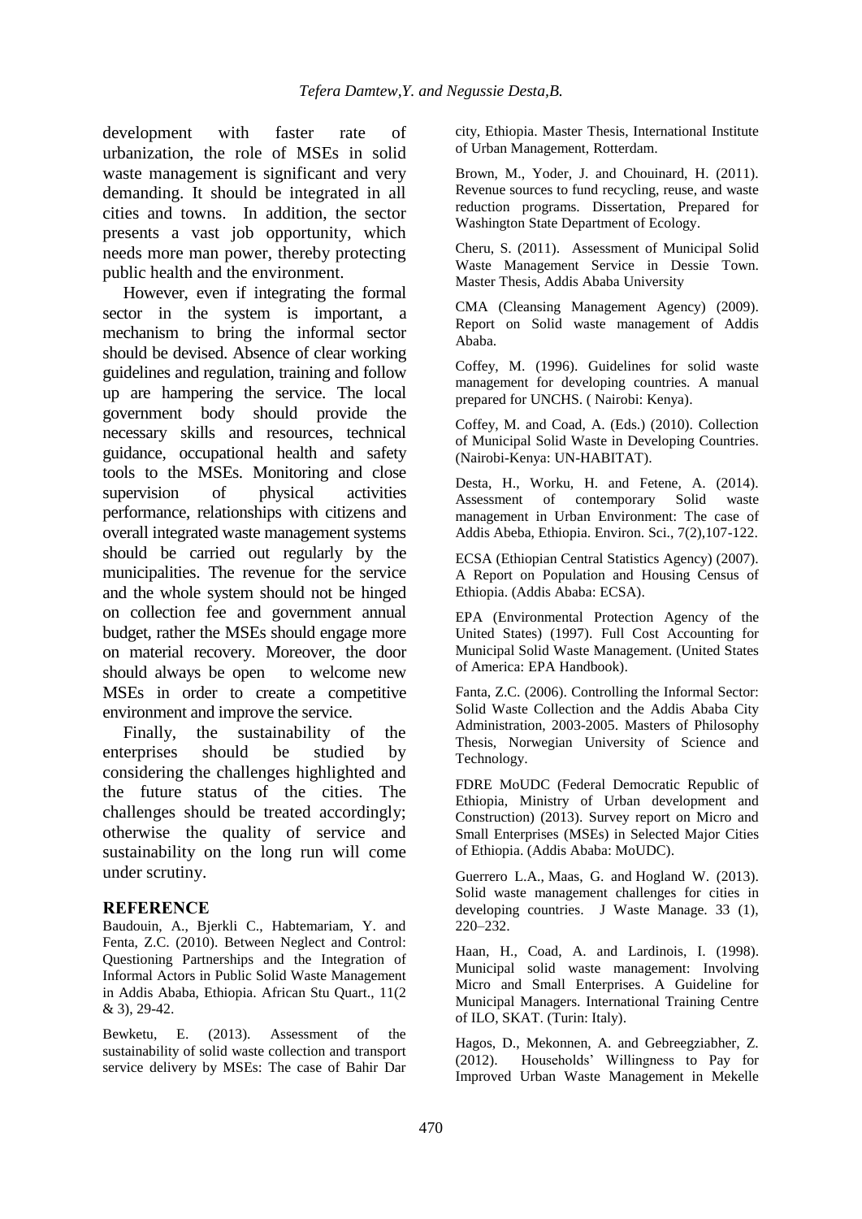development with faster rate of urbanization, the role of MSEs in solid waste management is significant and very demanding. It should be integrated in all cities and towns. In addition, the sector presents a vast job opportunity, which needs more man power, thereby protecting public health and the environment.

However, even if integrating the formal sector in the system is important, a mechanism to bring the informal sector should be devised. Absence of clear working guidelines and regulation, training and follow up are hampering the service. The local government body should provide the necessary skills and resources, technical guidance, occupational health and safety tools to the MSEs. Monitoring and close supervision of physical activities performance, relationships with citizens and overall integrated waste management systems should be carried out regularly by the municipalities. The revenue for the service and the whole system should not be hinged on collection fee and government annual budget, rather the MSEs should engage more on material recovery. Moreover, the door should always be open to welcome new MSEs in order to create a competitive environment and improve the service.

Finally, the sustainability of the enterprises should be studied by considering the challenges highlighted and the future status of the cities. The challenges should be treated accordingly; otherwise the quality of service and sustainability on the long run will come under scrutiny.

## REFERENCE

Baudouin, A., Bjerkli C., Habtemariam, Y. and Fenta, Z.C. (2010). Between Neglect and Control: Questioning Partnerships and the Integration of Informal Actors in Public Solid Waste Management in Addis Ababa, Ethiopia. African Stu Quart., 11(2 & 3), 29-42.

Bewketu, E. (2013). Assessment of the sustainability of solid waste collection and transport service delivery by MSEs: The case of Bahir Dar city, Ethiopia. Master Thesis, International Institute of Urban Management, Rotterdam.

Brown, M., Yoder, J. and Chouinard, H. (2011). Revenue sources to fund recycling, reuse, and waste reduction programs. Dissertation, Prepared for Washington State Department of Ecology.

Cheru, S. (2011). Assessment of Municipal Solid Waste Management Service in Dessie Town. Master Thesis, Addis Ababa University

CMA (Cleansing Management Agency) (2009). Report on Solid waste management of Addis Ababa.

Coffey, M. (1996). Guidelines for solid waste management for developing countries. A manual prepared for UNCHS. ( Nairobi: Kenya).

Coffey, M. and Coad, A. (Eds.) (2010). Collection of Municipal Solid Waste in Developing Countries. (Nairobi-Kenya: UN-HABITAT).

Desta, H., Worku, H. and Fetene, A. (2014). Assessment of contemporary Solid waste management in Urban Environment: The case of Addis Abeba, Ethiopia. Environ. Sci., 7(2),107-122.

ECSA (Ethiopian Central Statistics Agency) (2007). A Report on Population and Housing Census of Ethiopia. (Addis Ababa: ECSA).

EPA (Environmental Protection Agency of the United States) (1997). Full Cost Accounting for Municipal Solid Waste Management. (United States of America: EPA Handbook).

Fanta, Z.C. (2006). Controlling the Informal Sector: Solid Waste Collection and the Addis Ababa City Administration, 2003-2005. Masters of Philosophy Thesis, Norwegian University of Science and Technology.

FDRE MoUDC (Federal Democratic Republic of Ethiopia, Ministry of Urban development and Construction) (2013). Survey report on Micro and Small Enterprises (MSEs) in Selected Major Cities of Ethiopia. (Addis Ababa: MoUDC).

Guerrero L.A., Maas, G. and Hogland W. (2013). Solid waste management challenges for cities in developing countries. J Waste Manage. 33 (1), 220–232.

Haan, H., Coad, A. and Lardinois, I. (1998). Municipal solid waste management: Involving Micro and Small Enterprises. A Guideline for Municipal Managers. International Training Centre of ILO, SKAT. (Turin: Italy).

Hagos, D., Mekonnen, A. and Gebreegziabher, Z. (2012). Households' Willingness to Pay for Improved Urban Waste Management in Mekelle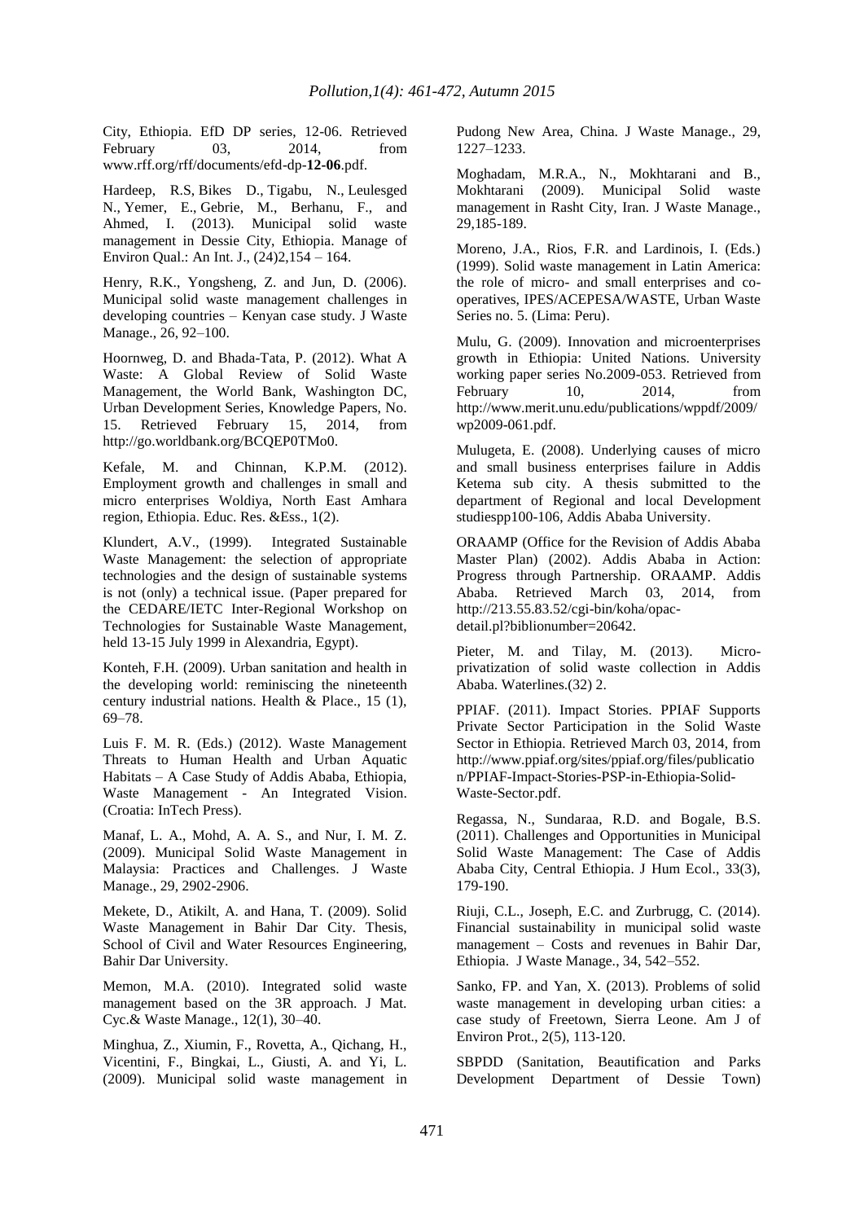City, Ethiopia. EfD DP series, 12-06. Retrieved February 03, 2014, from www.rff.org/rff/documents/efd-dp-**12-06**.pdf.

Hardeep, R.S, Bikes D., Tigabu, N., Leulesged N., Yemer, E., Gebrie, M., Berhanu, F., and Ahmed, I. (2013). Municipal solid waste management in Dessie City, Ethiopia. Manage of Environ Qual.: An Int. J., (24)2,154 – 164.

Henry, R.K., Yongsheng, Z. and Jun, D. (2006). Municipal solid waste management challenges in developing countries – Kenyan case study. J Waste Manage., 26, 92–100.

Hoornweg, D. and Bhada-Tata, P. (2012). What A Waste: A Global Review of Solid Waste Management, the World Bank, Washington DC, Urban Development Series, Knowledge Papers, No. 15. Retrieved February 15, 2014, from http://go.worldbank.org/BCQEP0TMo0.

Kefale, M. and Chinnan, K.P.M. (2012). Employment growth and challenges in small and micro enterprises Woldiya, North East Amhara region, Ethiopia. Educ. Res. &Ess., 1(2).

Klundert, A.V., (1999). Integrated Sustainable Waste Management: the selection of appropriate technologies and the design of sustainable systems is not (only) a technical issue. (Paper prepared for the CEDARE/IETC Inter-Regional Workshop on Technologies for Sustainable Waste Management, held 13-15 July 1999 in Alexandria, Egypt).

Konteh, F.H. (2009). Urban sanitation and health in the developing world: reminiscing the nineteenth century industrial nations. Health & Place., 15 (1), 69–78.

Luis F. M. R. (Eds.) (2012). Waste Management Threats to Human Health and Urban Aquatic Habitats – A Case Study of Addis Ababa, Ethiopia, Waste Management - An Integrated Vision. (Croatia: InTech Press).

Manaf, L. A., Mohd, A. A. S., and Nur, I. M. Z. (2009). Municipal Solid Waste Management in Malaysia: Practices and Challenges. J Waste Manage., 29, 2902-2906.

Mekete, D., Atikilt, A. and Hana, T. (2009). Solid Waste Management in Bahir Dar City. Thesis, School of Civil and Water Resources Engineering, Bahir Dar University.

Memon, M.A. (2010). Integrated solid waste management based on the 3R approach. J Mat. Cyc.& Waste Manage., 12(1), 30–40.

Minghua, Z., Xiumin, F., Rovetta, A., Qichang, H., Vicentini, F., Bingkai, L., Giusti, A. and Yi, L. (2009). Municipal solid waste management in Pudong New Area, China. J Waste Manage., 29, 1227–1233.

Moghadam, M.R.A., N., Mokhtarani and B., Mokhtarani (2009). Municipal Solid waste management in Rasht City, Iran. J Waste Manage., 29,185-189.

Moreno, J.A., Rios, F.R. and Lardinois, I. (Eds.) (1999). Solid waste management in Latin America: the role of micro- and small enterprises and co-operatives, IPES/ACEPESA/WASTE, Urban Waste Series no. 5. (Lima: Peru).

Mulu, G. (2009). Innovation and microenterprises growth in Ethiopia: United Nations. University working paper series No.2009-053. Retrieved from February 10, 2014, from http://www.merit.unu.edu/publications/wppdf/2009/wp2009-061.pdf.

Mulugeta, E. (2008). Underlying causes of micro and small business enterprises failure in Addis Ketema sub city. A thesis submitted to the department of Regional and local Development studiespp100-106, Addis Ababa University.

ORAAMP (Office for the Revision of Addis Ababa Master Plan) (2002). Addis Ababa in Action: Progress through Partnership. ORAAMP. Addis Ababa. Retrieved March 03, 2014, from http://213.55.83.52/cgi-bin/koha/opac-detail.pl?biblionumber=20642.

Pieter, M. and Tilay, M. (2013). Micro-privatization of solid waste collection in Addis Ababa. Waterlines.(32) 2.

PPIAF. (2011). Impact Stories. PPIAF Supports Private Sector Participation in the Solid Waste Sector in Ethiopia. Retrieved March 03, 2014, from http://www.ppiaf.org/sites/ppiaf.org/files/publication/PPIAF-Impact-Stories-PSP-in-Ethiopia-Solid-Waste-Sector.pdf.

Regassa, N., Sundaraa, R.D. and Bogale, B.S. (2011). Challenges and Opportunities in Municipal Solid Waste Management: The Case of Addis Ababa City, Central Ethiopia. J Hum Ecol., 33(3), 179-190.

Riuji, C.L., Joseph, E.C. and Zurbrugg, C. (2014). Financial sustainability in municipal solid waste management – Costs and revenues in Bahir Dar, Ethiopia. J Waste Manage., 34, 542–552.

Sanko, FP. and Yan, X. (2013). Problems of solid waste management in developing urban cities: a case study of Freetown, Sierra Leone. Am J of Environ Prot., 2(5), 113-120.

SBPDD (Sanitation, Beautification and Parks Development Department of Dessie Town)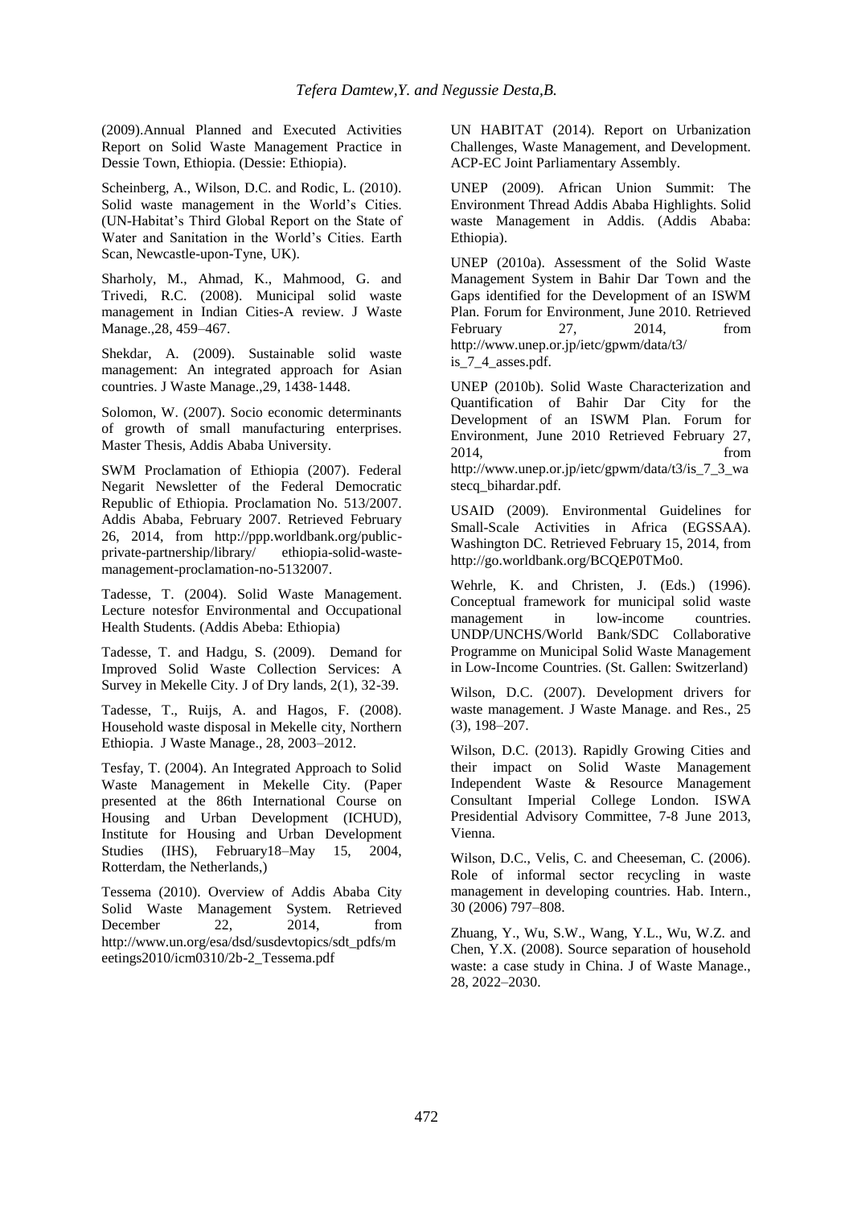(2009).Annual Planned and Executed Activities Report on Solid Waste Management Practice in Dessie Town, Ethiopia. (Dessie: Ethiopia).

Scheinberg, A., Wilson, D.C. and Rodic, L. (2010). Solid waste management in the World's Cities. (UN-Habitat's Third Global Report on the State of Water and Sanitation in the World's Cities. Earth Scan, Newcastle-upon-Tyne, UK).

Sharholy, M., Ahmad, K., Mahmood, G. and Trivedi, R.C. (2008). Municipal solid waste management in Indian Cities-A review. J Waste Manage.,28, 459–467.

Shekdar, A. (2009). Sustainable solid waste management: An integrated approach for Asian countries. J Waste Manage.,29, 1438-1448.

Solomon, W. (2007). Socio economic determinants of growth of small manufacturing enterprises. Master Thesis, Addis Ababa University.

SWM Proclamation of Ethiopia (2007). Federal Negarit Newsletter of the Federal Democratic Republic of Ethiopia. Proclamation No. 513/2007. Addis Ababa, February 2007. Retrieved February 26, 2014, from http://ppp.worldbank.org/public-private-partnership/library/ ethiopia-solid-waste-management-proclamation-no-5132007.

Tadesse, T. (2004). Solid Waste Management. Lecture notesfor Environmental and Occupational Health Students. (Addis Abeba: Ethiopia)

Tadesse, T. and Hadgu, S. (2009). Demand for Improved Solid Waste Collection Services: A Survey in Mekelle City. J of Dry lands, 2(1), 32-39.

Tadesse, T., Ruijs, A. and Hagos, F. (2008). Household waste disposal in Mekelle city, Northern Ethiopia. J Waste Manage., 28, 2003–2012.

Tesfay, T. (2004). An Integrated Approach to Solid Waste Management in Mekelle City. (Paper presented at the 86th International Course on Housing and Urban Development (ICHUD), Institute for Housing and Urban Development Studies (IHS), February18–May 15, 2004, Rotterdam, the Netherlands,)

Tessema (2010). Overview of Addis Ababa City Solid Waste Management System. Retrieved December 22, 2014, from http://www.un.org/esa/dsd/susdevtopics/sdt_pdfs/meetings2010/icm0310/2b-2_Tessema.pdf

UN HABITAT (2014). Report on Urbanization Challenges, Waste Management, and Development. ACP-EC Joint Parliamentary Assembly.

UNEP (2009). African Union Summit: The Environment Thread Addis Ababa Highlights. Solid waste Management in Addis. (Addis Ababa: Ethiopia).

UNEP (2010a). Assessment of the Solid Waste Management System in Bahir Dar Town and the Gaps identified for the Development of an ISWM Plan. Forum for Environment, June 2010. Retrieved February 27, 2014, from http://www.unep.or.jp/ietc/gpwm/data/t3/is_7_4_asses.pdf.

UNEP (2010b). Solid Waste Characterization and Quantification of Bahir Dar City for the Development of an ISWM Plan. Forum for Environment, June 2010 Retrieved February 27, 2014, from http://www.unep.or.jp/ietc/gpwm/data/t3/is_7_3_wastecq_bihardar.pdf.

USAID (2009). Environmental Guidelines for Small-Scale Activities in Africa (EGSSAA). Washington DC. Retrieved February 15, 2014, from http://go.worldbank.org/BCQEP0TMo0.

Wehrle, K. and Christen, J. (Eds.) (1996). Conceptual framework for municipal solid waste management in low-income countries. UNDP/UNCHS/World Bank/SDC Collaborative Programme on Municipal Solid Waste Management in Low-Income Countries. (St. Gallen: Switzerland)

Wilson, D.C. (2007). Development drivers for waste management. J Waste Manage. and Res., 25 (3), 198–207.

Wilson, D.C. (2013). Rapidly Growing Cities and their impact on Solid Waste Management Independent Waste & Resource Management Consultant Imperial College London. ISWA Presidential Advisory Committee, 7-8 June 2013, Vienna.

Wilson, D.C., Velis, C. and Cheeseman, C. (2006). Role of informal sector recycling in waste management in developing countries. Hab. Intern., 30 (2006) 797–808.

Zhuang, Y., Wu, S.W., Wang, Y.L., Wu, W.Z. and Chen, Y.X. (2008). Source separation of household waste: a case study in China. J of Waste Manage., 28, 2022–2030.